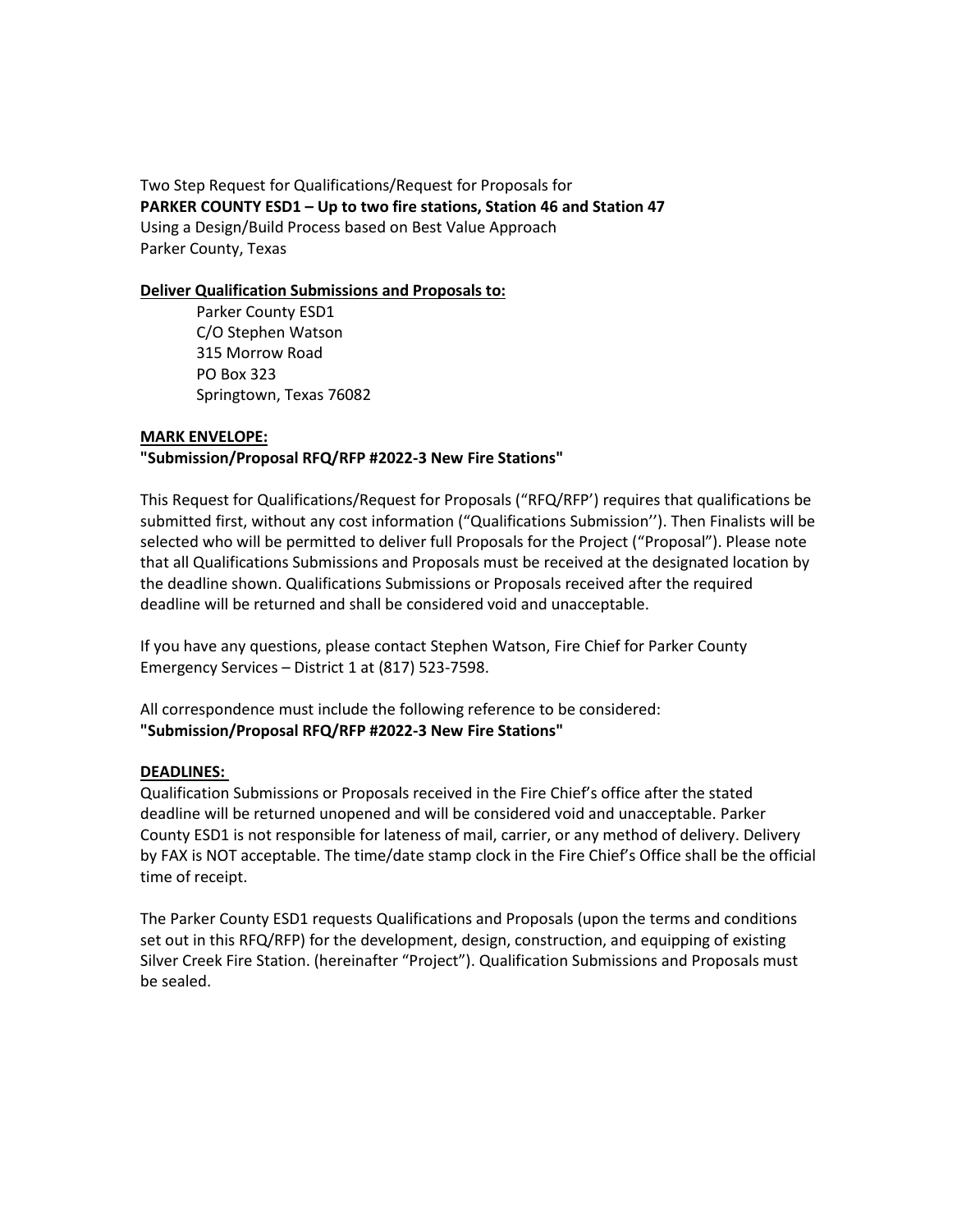Two Step Request for Qualifications/Request for Proposals for
**PARKER COUNTY ESD1 – Up to two fire stations, Station 46 and Station 47**
Using a Design/Build Process based on Best Value Approach
Parker County, Texas

**Deliver Qualification Submissions and Proposals to:**

Parker County ESD1
C/O Stephen Watson
315 Morrow Road
PO Box 323
Springtown, Texas 76082

**MARK ENVELOPE:**
**"Submission/Proposal RFQ/RFP #2022-3 New Fire Stations"**

This Request for Qualifications/Request for Proposals ("RFQ/RFP') requires that qualifications be submitted first, without any cost information ("Qualifications Submission''). Then Finalists will be selected who will be permitted to deliver full Proposals for the Project ("Proposal"). Please note that all Qualifications Submissions and Proposals must be received at the designated location by the deadline shown. Qualifications Submissions or Proposals received after the required deadline will be returned and shall be considered void and unacceptable.

If you have any questions, please contact Stephen Watson, Fire Chief for Parker County Emergency Services – District 1 at (817) 523-7598.

All correspondence must include the following reference to be considered:
**"Submission/Proposal RFQ/RFP #2022-3 New Fire Stations"**

**DEADLINES:**
Qualification Submissions or Proposals received in the Fire Chief's office after the stated deadline will be returned unopened and will be considered void and unacceptable. Parker County ESD1 is not responsible for lateness of mail, carrier, or any method of delivery. Delivery by FAX is NOT acceptable. The time/date stamp clock in the Fire Chief's Office shall be the official time of receipt.

The Parker County ESD1 requests Qualifications and Proposals (upon the terms and conditions set out in this RFQ/RFP) for the development, design, construction, and equipping of existing Silver Creek Fire Station. (hereinafter "Project"). Qualification Submissions and Proposals must be sealed.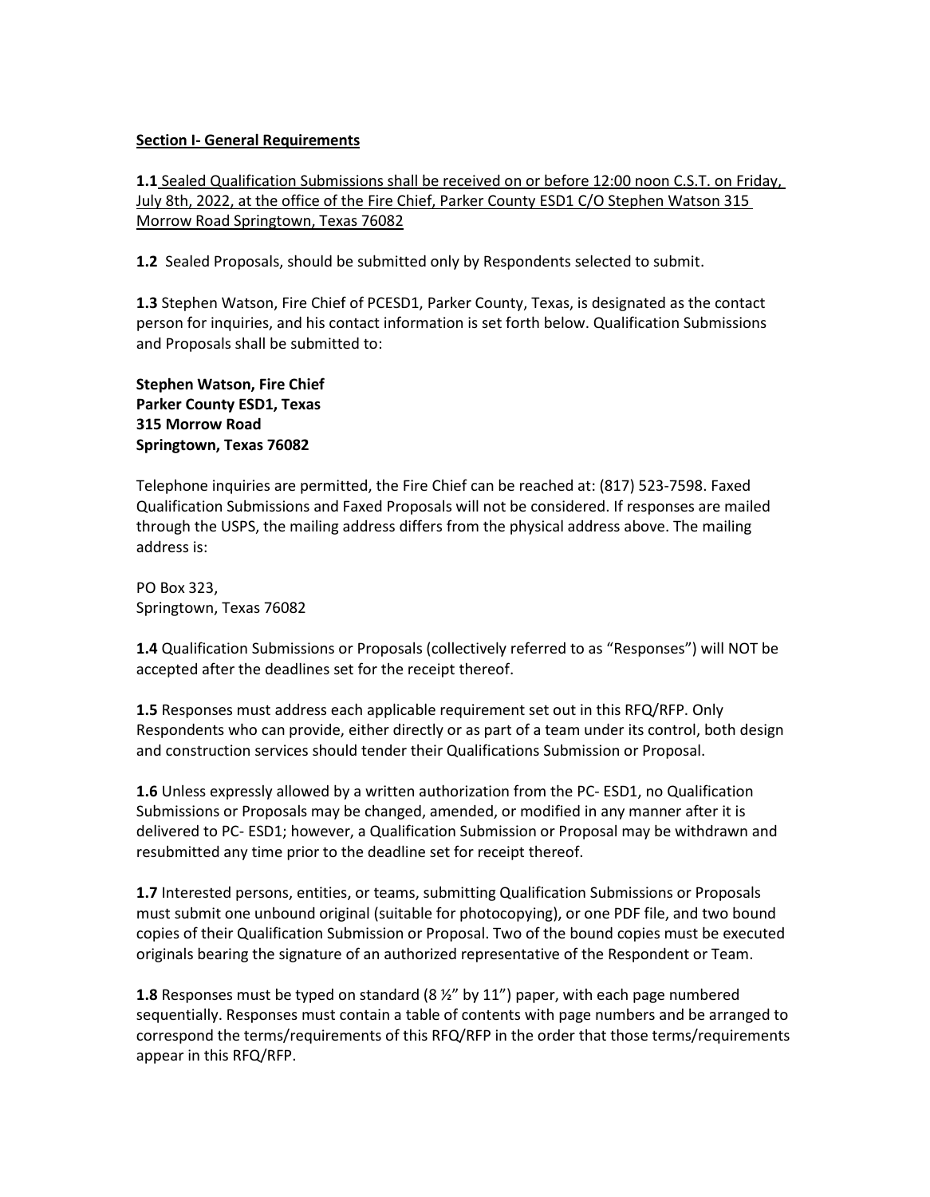**Section I- General Requirements**

**1.1** Sealed Qualification Submissions shall be received on or before 12:00 noon C.S.T. on Friday, July 8th, 2022, at the office of the Fire Chief, Parker County ESD1 C/O Stephen Watson 315 Morrow Road Springtown, Texas 76082

**1.2** Sealed Proposals, should be submitted only by Respondents selected to submit.

**1.3** Stephen Watson, Fire Chief of PCESD1, Parker County, Texas, is designated as the contact person for inquiries, and his contact information is set forth below. Qualification Submissions and Proposals shall be submitted to:

**Stephen Watson, Fire Chief**
**Parker County ESD1, Texas**
**315 Morrow Road**
**Springtown, Texas 76082**

Telephone inquiries are permitted, the Fire Chief can be reached at: (817) 523-7598. Faxed Qualification Submissions and Faxed Proposals will not be considered. If responses are mailed through the USPS, the mailing address differs from the physical address above. The mailing address is:

PO Box 323,
Springtown, Texas 76082

**1.4** Qualification Submissions or Proposals (collectively referred to as "Responses") will NOT be accepted after the deadlines set for the receipt thereof.

**1.5** Responses must address each applicable requirement set out in this RFQ/RFP. Only Respondents who can provide, either directly or as part of a team under its control, both design and construction services should tender their Qualifications Submission or Proposal.

**1.6** Unless expressly allowed by a written authorization from the PC- ESD1, no Qualification Submissions or Proposals may be changed, amended, or modified in any manner after it is delivered to PC- ESD1; however, a Qualification Submission or Proposal may be withdrawn and resubmitted any time prior to the deadline set for receipt thereof.

**1.7** Interested persons, entities, or teams, submitting Qualification Submissions or Proposals must submit one unbound original (suitable for photocopying), or one PDF file, and two bound copies of their Qualification Submission or Proposal. Two of the bound copies must be executed originals bearing the signature of an authorized representative of the Respondent or Team.

**1.8** Responses must be typed on standard (8 ½" by 11") paper, with each page numbered sequentially. Responses must contain a table of contents with page numbers and be arranged to correspond the terms/requirements of this RFQ/RFP in the order that those terms/requirements appear in this RFQ/RFP.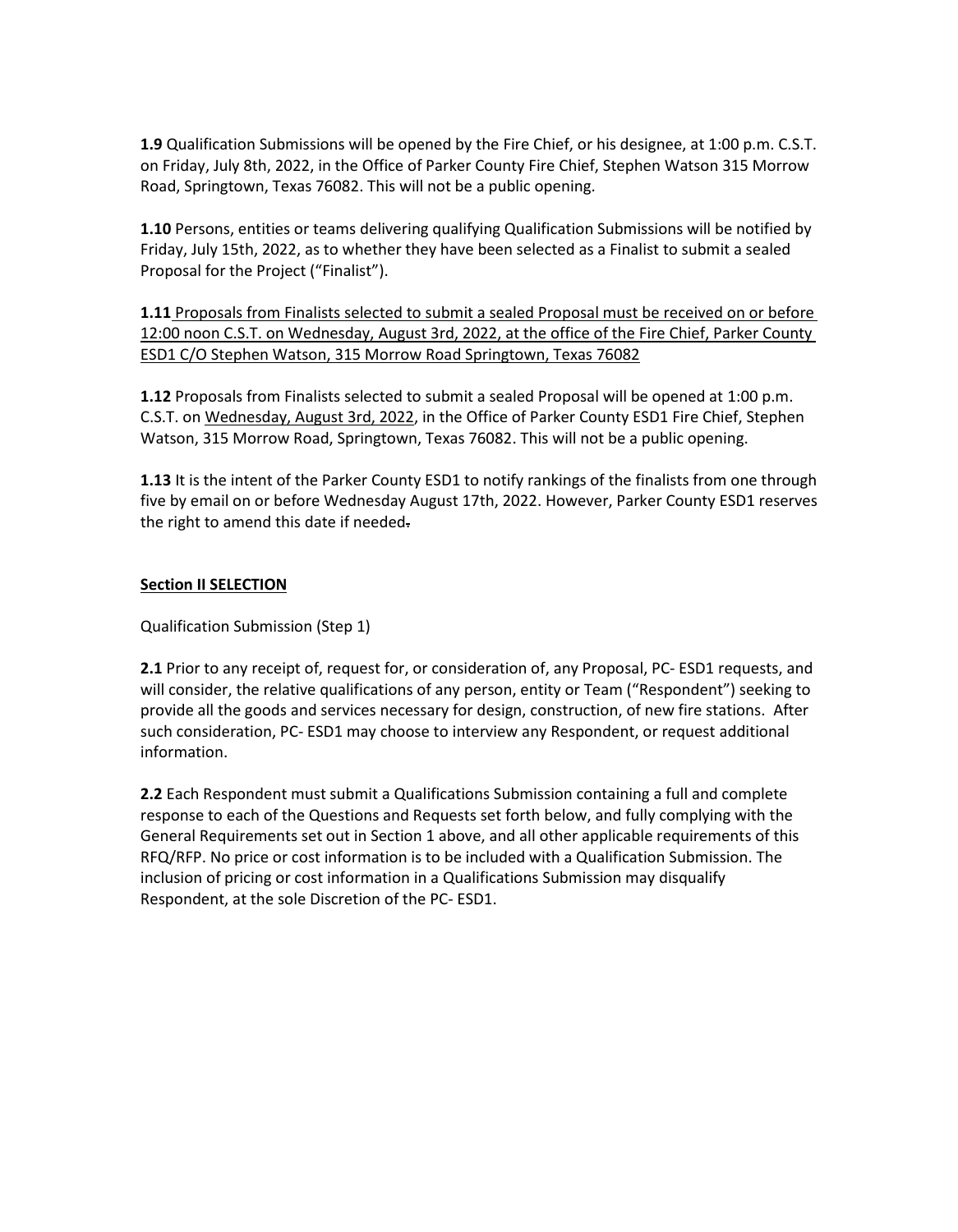**1.9** Qualification Submissions will be opened by the Fire Chief, or his designee, at 1:00 p.m. C.S.T. on Friday, July 8th, 2022, in the Office of Parker County Fire Chief, Stephen Watson 315 Morrow Road, Springtown, Texas 76082. This will not be a public opening.

**1.10** Persons, entities or teams delivering qualifying Qualification Submissions will be notified by Friday, July 15th, 2022, as to whether they have been selected as a Finalist to submit a sealed Proposal for the Project ("Finalist").

**1.11** Proposals from Finalists selected to submit a sealed Proposal must be received on or before 12:00 noon C.S.T. on Wednesday, August 3rd, 2022, at the office of the Fire Chief, Parker County ESD1 C/O Stephen Watson, 315 Morrow Road Springtown, Texas 76082

**1.12** Proposals from Finalists selected to submit a sealed Proposal will be opened at 1:00 p.m. C.S.T. on Wednesday, August 3rd, 2022, in the Office of Parker County ESD1 Fire Chief, Stephen Watson, 315 Morrow Road, Springtown, Texas 76082. This will not be a public opening.

**1.13** It is the intent of the Parker County ESD1 to notify rankings of the finalists from one through five by email on or before Wednesday August 17th, 2022. However, Parker County ESD1 reserves the right to amend this date if needed.

## Section II SELECTION

Qualification Submission (Step 1)

**2.1** Prior to any receipt of, request for, or consideration of, any Proposal, PC- ESD1 requests, and will consider, the relative qualifications of any person, entity or Team ("Respondent") seeking to provide all the goods and services necessary for design, construction, of new fire stations. After such consideration, PC- ESD1 may choose to interview any Respondent, or request additional information.

**2.2** Each Respondent must submit a Qualifications Submission containing a full and complete response to each of the Questions and Requests set forth below, and fully complying with the General Requirements set out in Section 1 above, and all other applicable requirements of this RFQ/RFP. No price or cost information is to be included with a Qualification Submission. The inclusion of pricing or cost information in a Qualifications Submission may disqualify Respondent, at the sole Discretion of the PC- ESD1.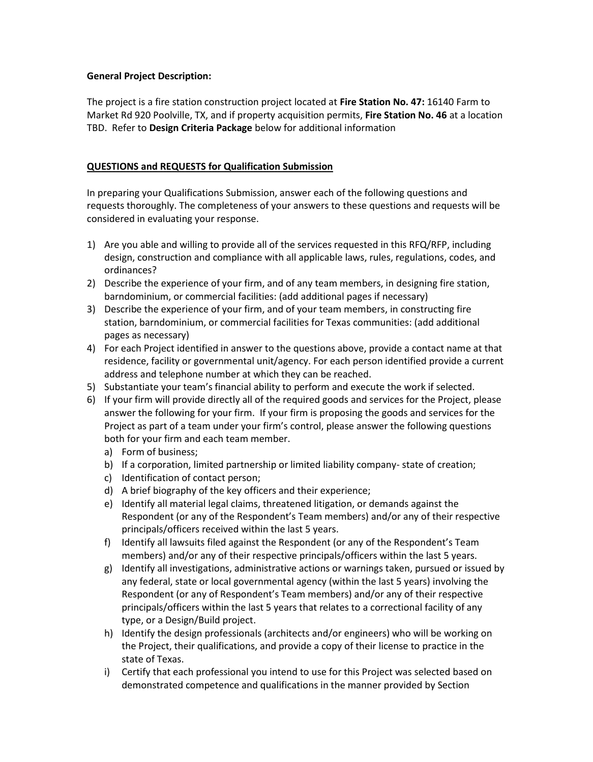**General Project Description:**

The project is a fire station construction project located at **Fire Station No. 47:** 16140 Farm to Market Rd 920 Poolville, TX, and if property acquisition permits, **Fire Station No. 46** at a location TBD. Refer to **Design Criteria Package** below for additional information

**QUESTIONS and REQUESTS for Qualification Submission**

In preparing your Qualifications Submission, answer each of the following questions and requests thoroughly. The completeness of your answers to these questions and requests will be considered in evaluating your response.

1) Are you able and willing to provide all of the services requested in this RFQ/RFP, including design, construction and compliance with all applicable laws, rules, regulations, codes, and ordinances?
2) Describe the experience of your firm, and of any team members, in designing fire station, barndominium, or commercial facilities: (add additional pages if necessary)
3) Describe the experience of your firm, and of your team members, in constructing fire station, barndominium, or commercial facilities for Texas communities: (add additional pages as necessary)
4) For each Project identified in answer to the questions above, provide a contact name at that residence, facility or governmental unit/agency. For each person identified provide a current address and telephone number at which they can be reached.
5) Substantiate your team's financial ability to perform and execute the work if selected.
6) If your firm will provide directly all of the required goods and services for the Project, please answer the following for your firm. If your firm is proposing the goods and services for the Project as part of a team under your firm's control, please answer the following questions both for your firm and each team member.
   a) Form of business;
   b) If a corporation, limited partnership or limited liability company- state of creation;
   c) Identification of contact person;
   d) A brief biography of the key officers and their experience;
   e) Identify all material legal claims, threatened litigation, or demands against the Respondent (or any of the Respondent's Team members) and/or any of their respective principals/officers received within the last 5 years.
   f) Identify all lawsuits filed against the Respondent (or any of the Respondent's Team members) and/or any of their respective principals/officers within the last 5 years.
   g) Identify all investigations, administrative actions or warnings taken, pursued or issued by any federal, state or local governmental agency (within the last 5 years) involving the Respondent (or any of Respondent's Team members) and/or any of their respective principals/officers within the last 5 years that relates to a correctional facility of any type, or a Design/Build project.
   h) Identify the design professionals (architects and/or engineers) who will be working on the Project, their qualifications, and provide a copy of their license to practice in the state of Texas.
   i) Certify that each professional you intend to use for this Project was selected based on demonstrated competence and qualifications in the manner provided by Section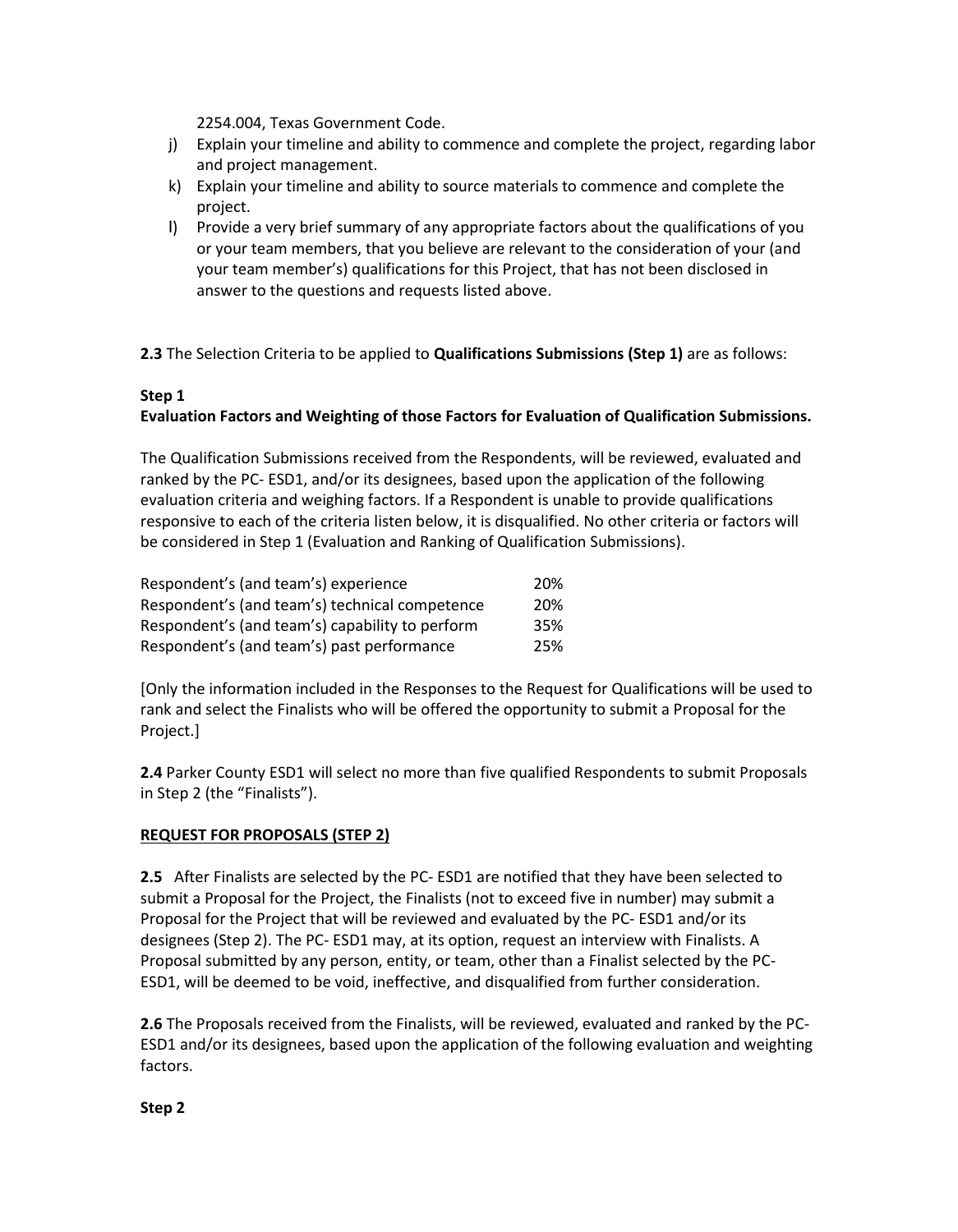2254.004, Texas Government Code.

j) Explain your timeline and ability to commence and complete the project, regarding labor and project management.
k) Explain your timeline and ability to source materials to commence and complete the project.
l) Provide a very brief summary of any appropriate factors about the qualifications of you or your team members, that you believe are relevant to the consideration of your (and your team member's) qualifications for this Project, that has not been disclosed in answer to the questions and requests listed above.

**2.3** The Selection Criteria to be applied to **Qualifications Submissions (Step 1)** are as follows:

**Step 1**
**Evaluation Factors and Weighting of those Factors for Evaluation of Qualification Submissions.**

The Qualification Submissions received from the Respondents, will be reviewed, evaluated and ranked by the PC- ESD1, and/or its designees, based upon the application of the following evaluation criteria and weighing factors. If a Respondent is unable to provide qualifications responsive to each of the criteria listen below, it is disqualified. No other criteria or factors will be considered in Step 1 (Evaluation and Ranking of Qualification Submissions).

| | |
|---|---|
| Respondent's (and team's) experience | 20% |
| Respondent's (and team's) technical competence | 20% |
| Respondent's (and team's) capability to perform | 35% |
| Respondent's (and team's) past performance | 25% |

[Only the information included in the Responses to the Request for Qualifications will be used to rank and select the Finalists who will be offered the opportunity to submit a Proposal for the Project.]

**2.4** Parker County ESD1 will select no more than five qualified Respondents to submit Proposals in Step 2 (the "Finalists").

**REQUEST FOR PROPOSALS (STEP 2)**

**2.5** After Finalists are selected by the PC- ESD1 are notified that they have been selected to submit a Proposal for the Project, the Finalists (not to exceed five in number) may submit a Proposal for the Project that will be reviewed and evaluated by the PC- ESD1 and/or its designees (Step 2). The PC- ESD1 may, at its option, request an interview with Finalists. A Proposal submitted by any person, entity, or team, other than a Finalist selected by the PC- ESD1, will be deemed to be void, ineffective, and disqualified from further consideration.

**2.6** The Proposals received from the Finalists, will be reviewed, evaluated and ranked by the PC- ESD1 and/or its designees, based upon the application of the following evaluation and weighting factors.

**Step 2**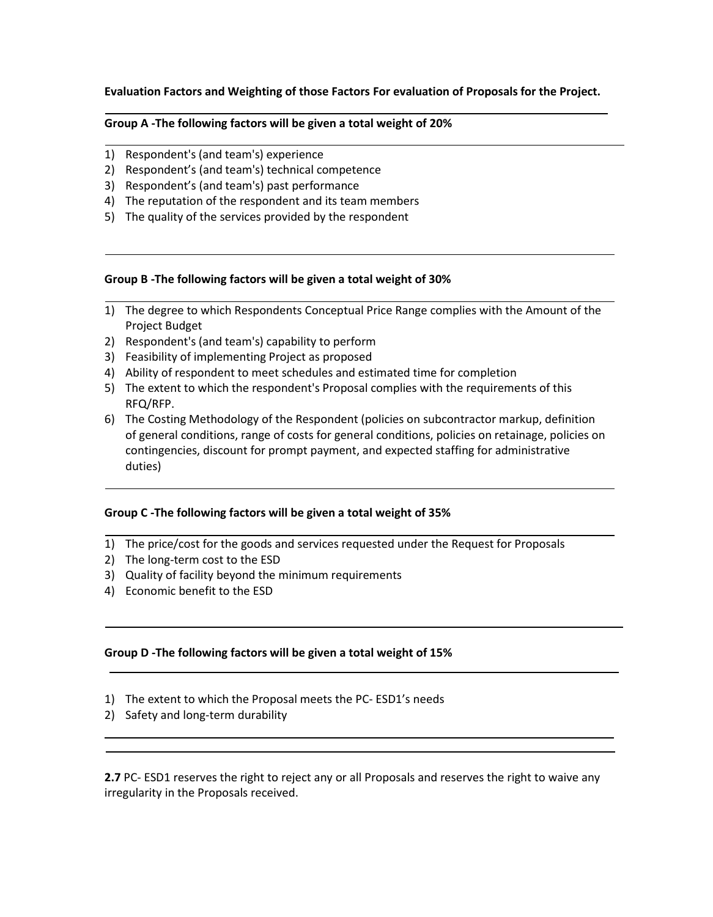**Evaluation Factors and Weighting of those Factors For evaluation of Proposals for the Project.**

---

**Group A -The following factors will be given a total weight of 20%**

---

1) Respondent's (and team's) experience
2) Respondent's (and team's) technical competence
3) Respondent's (and team's) past performance
4) The reputation of the respondent and its team members
5) The quality of the services provided by the respondent

---

**Group B -The following factors will be given a total weight of 30%**

---

1) The degree to which Respondents Conceptual Price Range complies with the Amount of the Project Budget
2) Respondent's (and team's) capability to perform
3) Feasibility of implementing Project as proposed
4) Ability of respondent to meet schedules and estimated time for completion
5) The extent to which the respondent's Proposal complies with the requirements of this RFQ/RFP.
6) The Costing Methodology of the Respondent (policies on subcontractor markup, definition of general conditions, range of costs for general conditions, policies on retainage, policies on contingencies, discount for prompt payment, and expected staffing for administrative duties)

---

**Group C -The following factors will be given a total weight of 35%**

---

1) The price/cost for the goods and services requested under the Request for Proposals
2) The long-term cost to the ESD
3) Quality of facility beyond the minimum requirements
4) Economic benefit to the ESD

---

**Group D -The following factors will be given a total weight of 15%**

---

1) The extent to which the Proposal meets the PC- ESD1's needs
2) Safety and long-term durability

---

**2.7** PC- ESD1 reserves the right to reject any or all Proposals and reserves the right to waive any irregularity in the Proposals received.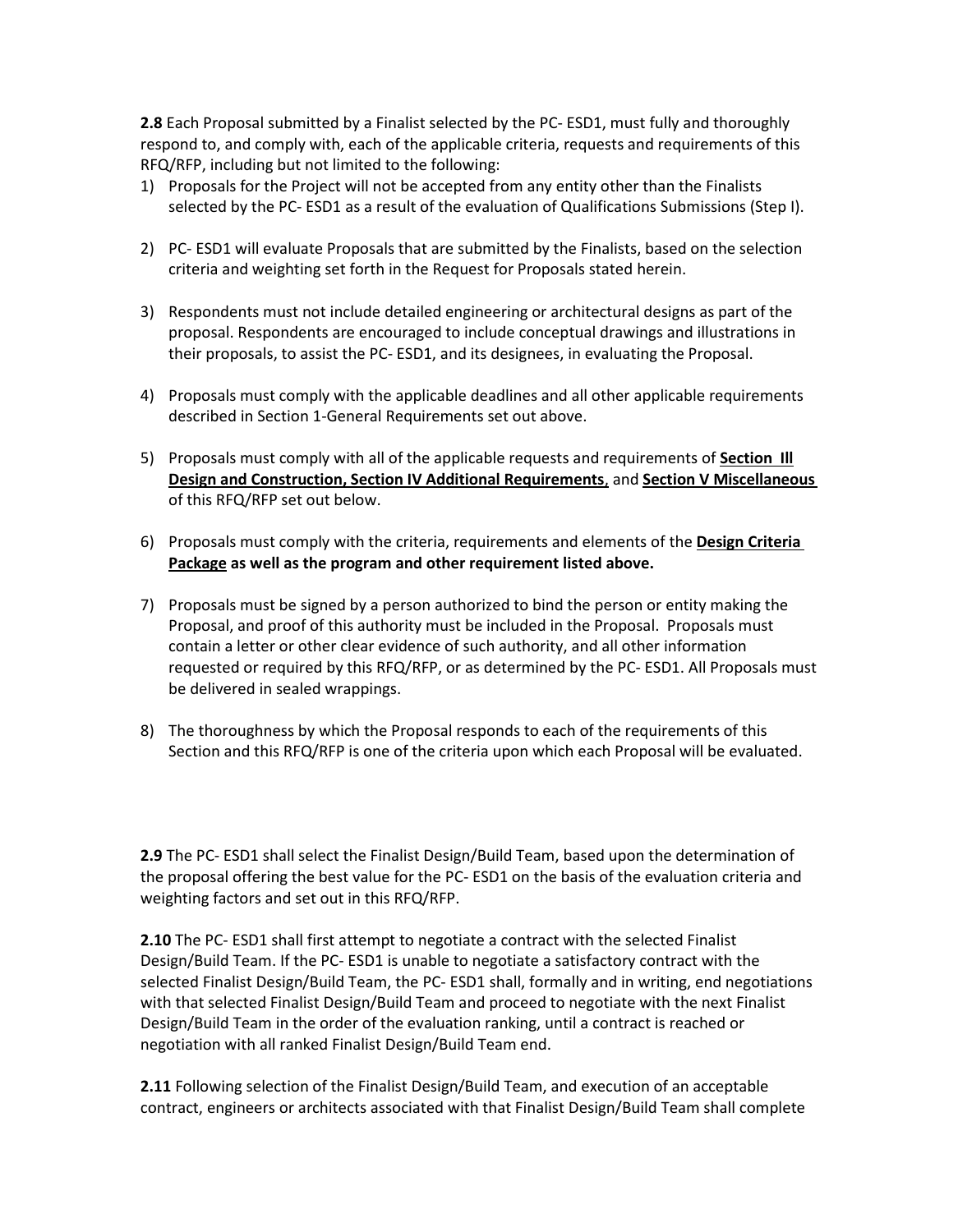**2.8** Each Proposal submitted by a Finalist selected by the PC- ESD1, must fully and thoroughly respond to, and comply with, each of the applicable criteria, requests and requirements of this RFQ/RFP, including but not limited to the following:

1) Proposals for the Project will not be accepted from any entity other than the Finalists selected by the PC- ESD1 as a result of the evaluation of Qualifications Submissions (Step I).

2) PC- ESD1 will evaluate Proposals that are submitted by the Finalists, based on the selection criteria and weighting set forth in the Request for Proposals stated herein.

3) Respondents must not include detailed engineering or architectural designs as part of the proposal. Respondents are encouraged to include conceptual drawings and illustrations in their proposals, to assist the PC- ESD1, and its designees, in evaluating the Proposal.

4) Proposals must comply with the applicable deadlines and all other applicable requirements described in Section 1-General Requirements set out above.

5) Proposals must comply with all of the applicable requests and requirements of **Section Ill Design and Construction, Section IV Additional Requirements**, and **Section V Miscellaneous** of this RFQ/RFP set out below.

6) Proposals must comply with the criteria, requirements and elements of the **Design Criteria Package as well as the program and other requirement listed above.**

7) Proposals must be signed by a person authorized to bind the person or entity making the Proposal, and proof of this authority must be included in the Proposal. Proposals must contain a letter or other clear evidence of such authority, and all other information requested or required by this RFQ/RFP, or as determined by the PC- ESD1. All Proposals must be delivered in sealed wrappings.

8) The thoroughness by which the Proposal responds to each of the requirements of this Section and this RFQ/RFP is one of the criteria upon which each Proposal will be evaluated.

**2.9** The PC- ESD1 shall select the Finalist Design/Build Team, based upon the determination of the proposal offering the best value for the PC- ESD1 on the basis of the evaluation criteria and weighting factors and set out in this RFQ/RFP.

**2.10** The PC- ESD1 shall first attempt to negotiate a contract with the selected Finalist Design/Build Team. If the PC- ESD1 is unable to negotiate a satisfactory contract with the selected Finalist Design/Build Team, the PC- ESD1 shall, formally and in writing, end negotiations with that selected Finalist Design/Build Team and proceed to negotiate with the next Finalist Design/Build Team in the order of the evaluation ranking, until a contract is reached or negotiation with all ranked Finalist Design/Build Team end.

**2.11** Following selection of the Finalist Design/Build Team, and execution of an acceptable contract, engineers or architects associated with that Finalist Design/Build Team shall complete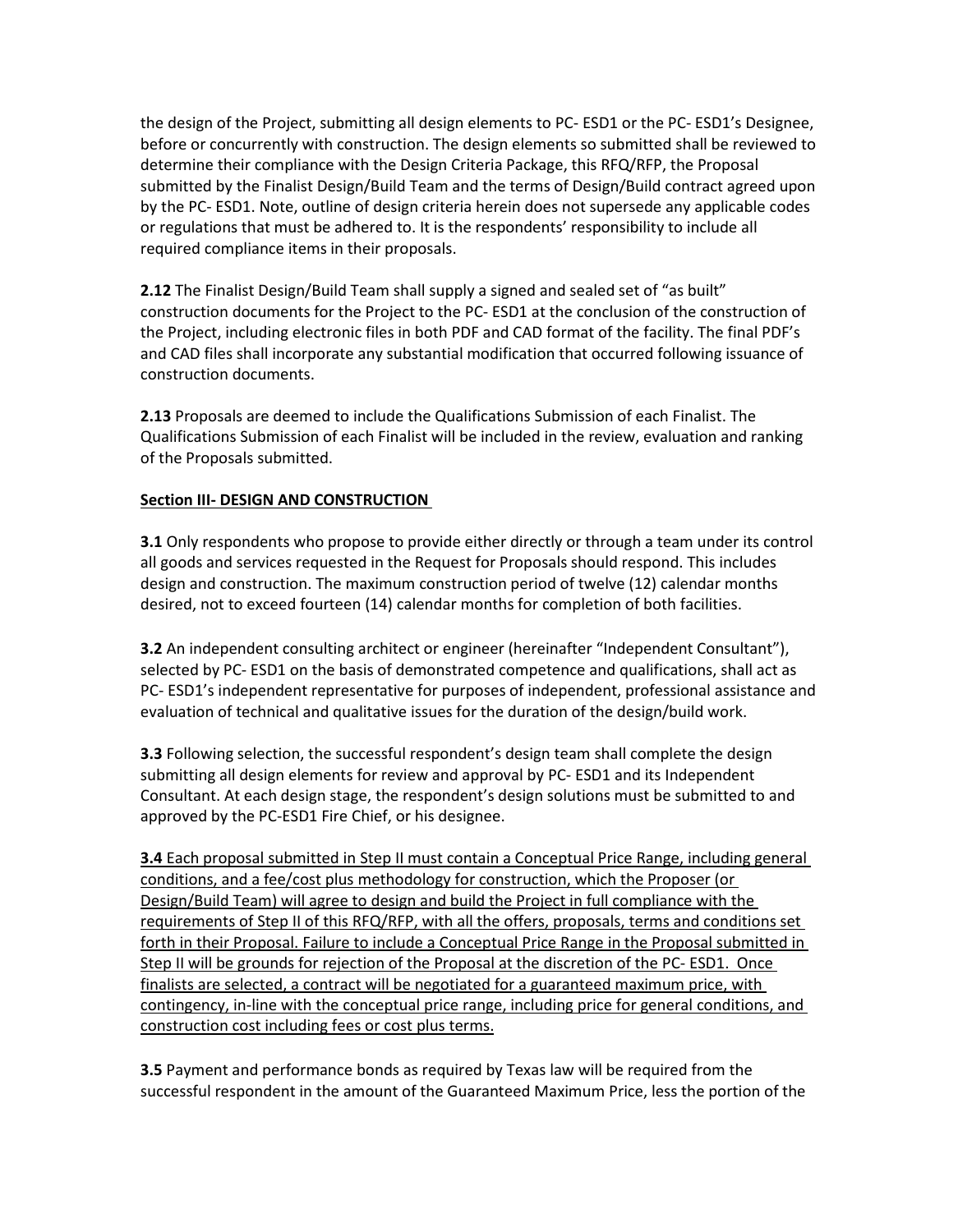the design of the Project, submitting all design elements to PC- ESD1 or the PC- ESD1's Designee, before or concurrently with construction. The design elements so submitted shall be reviewed to determine their compliance with the Design Criteria Package, this RFQ/RFP, the Proposal submitted by the Finalist Design/Build Team and the terms of Design/Build contract agreed upon by the PC- ESD1. Note, outline of design criteria herein does not supersede any applicable codes or regulations that must be adhered to. It is the respondents' responsibility to include all required compliance items in their proposals.

**2.12** The Finalist Design/Build Team shall supply a signed and sealed set of "as built" construction documents for the Project to the PC- ESD1 at the conclusion of the construction of the Project, including electronic files in both PDF and CAD format of the facility. The final PDF's and CAD files shall incorporate any substantial modification that occurred following issuance of construction documents.

**2.13** Proposals are deemed to include the Qualifications Submission of each Finalist. The Qualifications Submission of each Finalist will be included in the review, evaluation and ranking of the Proposals submitted.

## Section III- DESIGN AND CONSTRUCTION

**3.1** Only respondents who propose to provide either directly or through a team under its control all goods and services requested in the Request for Proposals should respond. This includes design and construction. The maximum construction period of twelve (12) calendar months desired, not to exceed fourteen (14) calendar months for completion of both facilities.

**3.2** An independent consulting architect or engineer (hereinafter "Independent Consultant"), selected by PC- ESD1 on the basis of demonstrated competence and qualifications, shall act as PC- ESD1's independent representative for purposes of independent, professional assistance and evaluation of technical and qualitative issues for the duration of the design/build work.

**3.3** Following selection, the successful respondent's design team shall complete the design submitting all design elements for review and approval by PC- ESD1 and its Independent Consultant. At each design stage, the respondent's design solutions must be submitted to and approved by the PC-ESD1 Fire Chief, or his designee.

<u>**3.4** Each proposal submitted in Step II must contain a Conceptual Price Range, including general conditions, and a fee/cost plus methodology for construction, which the Proposer (or Design/Build Team) will agree to design and build the Project in full compliance with the requirements of Step II of this RFQ/RFP, with all the offers, proposals, terms and conditions set forth in their Proposal. Failure to include a Conceptual Price Range in the Proposal submitted in Step II will be grounds for rejection of the Proposal at the discretion of the PC- ESD1. Once finalists are selected, a contract will be negotiated for a guaranteed maximum price, with contingency, in-line with the conceptual price range, including price for general conditions, and construction cost including fees or cost plus terms.</u>

**3.5** Payment and performance bonds as required by Texas law will be required from the successful respondent in the amount of the Guaranteed Maximum Price, less the portion of the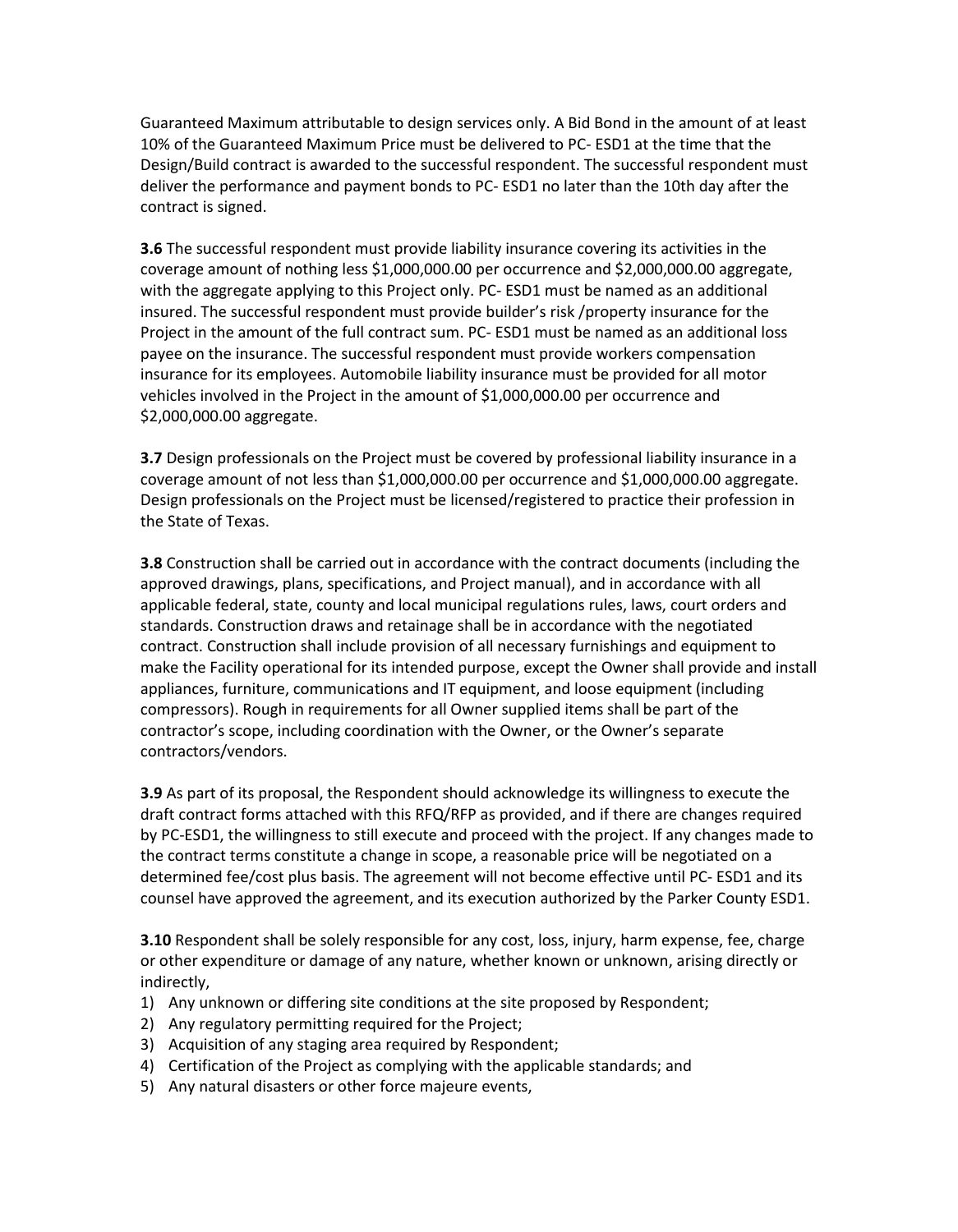Guaranteed Maximum attributable to design services only. A Bid Bond in the amount of at least 10% of the Guaranteed Maximum Price must be delivered to PC- ESD1 at the time that the Design/Build contract is awarded to the successful respondent. The successful respondent must deliver the performance and payment bonds to PC- ESD1 no later than the 10th day after the contract is signed.

**3.6** The successful respondent must provide liability insurance covering its activities in the coverage amount of nothing less $1,000,000.00 per occurrence and $2,000,000.00 aggregate, with the aggregate applying to this Project only. PC- ESD1 must be named as an additional insured. The successful respondent must provide builder's risk /property insurance for the Project in the amount of the full contract sum. PC- ESD1 must be named as an additional loss payee on the insurance. The successful respondent must provide workers compensation insurance for its employees. Automobile liability insurance must be provided for all motor vehicles involved in the Project in the amount of $1,000,000.00 per occurrence and $2,000,000.00 aggregate.

**3.7** Design professionals on the Project must be covered by professional liability insurance in a coverage amount of not less than $1,000,000.00 per occurrence and $1,000,000.00 aggregate. Design professionals on the Project must be licensed/registered to practice their profession in the State of Texas.

**3.8** Construction shall be carried out in accordance with the contract documents (including the approved drawings, plans, specifications, and Project manual), and in accordance with all applicable federal, state, county and local municipal regulations rules, laws, court orders and standards. Construction draws and retainage shall be in accordance with the negotiated contract. Construction shall include provision of all necessary furnishings and equipment to make the Facility operational for its intended purpose, except the Owner shall provide and install appliances, furniture, communications and IT equipment, and loose equipment (including compressors). Rough in requirements for all Owner supplied items shall be part of the contractor's scope, including coordination with the Owner, or the Owner's separate contractors/vendors.

**3.9** As part of its proposal, the Respondent should acknowledge its willingness to execute the draft contract forms attached with this RFQ/RFP as provided, and if there are changes required by PC-ESD1, the willingness to still execute and proceed with the project. If any changes made to the contract terms constitute a change in scope, a reasonable price will be negotiated on a determined fee/cost plus basis. The agreement will not become effective until PC- ESD1 and its counsel have approved the agreement, and its execution authorized by the Parker County ESD1.

**3.10** Respondent shall be solely responsible for any cost, loss, injury, harm expense, fee, charge or other expenditure or damage of any nature, whether known or unknown, arising directly or indirectly,

1) Any unknown or differing site conditions at the site proposed by Respondent;
2) Any regulatory permitting required for the Project;
3) Acquisition of any staging area required by Respondent;
4) Certification of the Project as complying with the applicable standards; and
5) Any natural disasters or other force majeure events,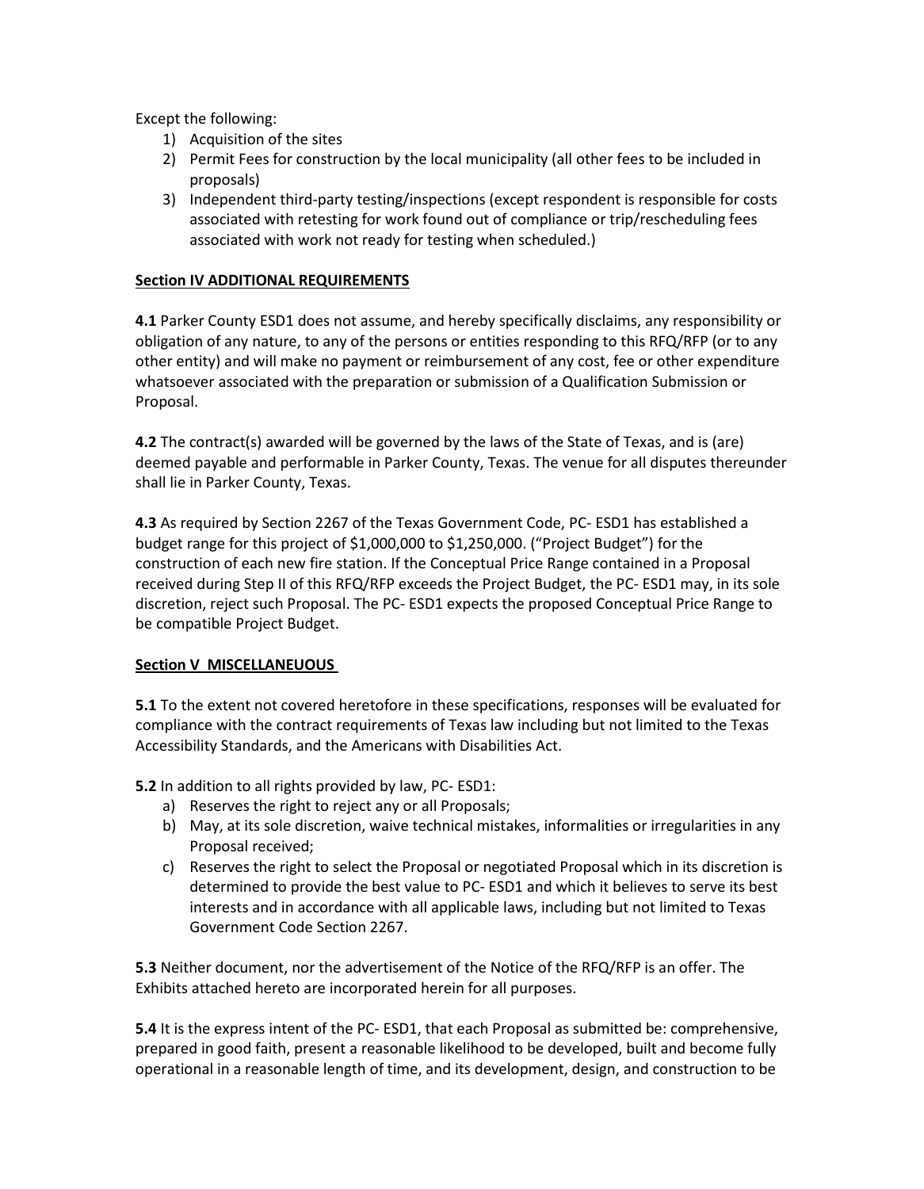Except the following:

1) Acquisition of the sites
2) Permit Fees for construction by the local municipality (all other fees to be included in proposals)
3) Independent third-party testing/inspections (except respondent is responsible for costs associated with retesting for work found out of compliance or trip/rescheduling fees associated with work not ready for testing when scheduled.)

**Section IV ADDITIONAL REQUIREMENTS**

**4.1** Parker County ESD1 does not assume, and hereby specifically disclaims, any responsibility or obligation of any nature, to any of the persons or entities responding to this RFQ/RFP (or to any other entity) and will make no payment or reimbursement of any cost, fee or other expenditure whatsoever associated with the preparation or submission of a Qualification Submission or Proposal.

**4.2** The contract(s) awarded will be governed by the laws of the State of Texas, and is (are) deemed payable and performable in Parker County, Texas. The venue for all disputes thereunder shall lie in Parker County, Texas.

**4.3** As required by Section 2267 of the Texas Government Code, PC- ESD1 has established a budget range for this project of $1,000,000 to $1,250,000. ("Project Budget") for the construction of each new fire station. If the Conceptual Price Range contained in a Proposal received during Step II of this RFQ/RFP exceeds the Project Budget, the PC- ESD1 may, in its sole discretion, reject such Proposal. The PC- ESD1 expects the proposed Conceptual Price Range to be compatible Project Budget.

**Section V MISCELLANEUOUS**

**5.1** To the extent not covered heretofore in these specifications, responses will be evaluated for compliance with the contract requirements of Texas law including but not limited to the Texas Accessibility Standards, and the Americans with Disabilities Act.

**5.2** In addition to all rights provided by law, PC- ESD1:

a) Reserves the right to reject any or all Proposals;
b) May, at its sole discretion, waive technical mistakes, informalities or irregularities in any Proposal received;
c) Reserves the right to select the Proposal or negotiated Proposal which in its discretion is determined to provide the best value to PC- ESD1 and which it believes to serve its best interests and in accordance with all applicable laws, including but not limited to Texas Government Code Section 2267.

**5.3** Neither document, nor the advertisement of the Notice of the RFQ/RFP is an offer. The Exhibits attached hereto are incorporated herein for all purposes.

**5.4** It is the express intent of the PC- ESD1, that each Proposal as submitted be: comprehensive, prepared in good faith, present a reasonable likelihood to be developed, built and become fully operational in a reasonable length of time, and its development, design, and construction to be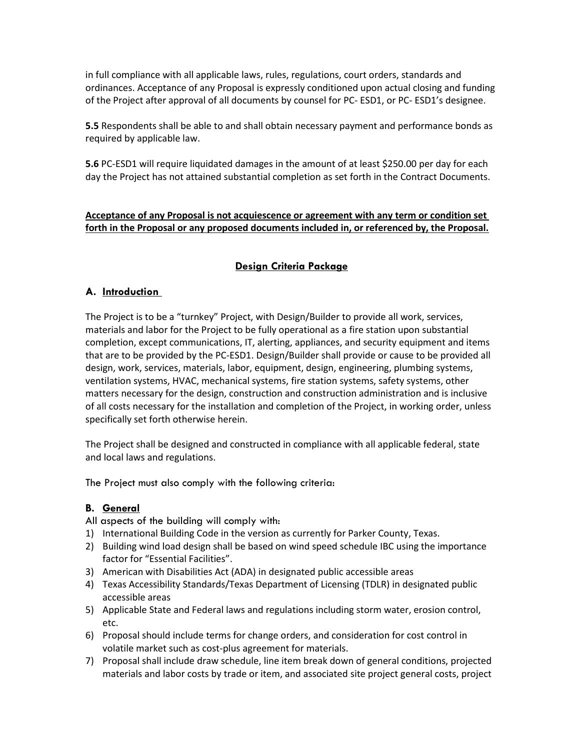in full compliance with all applicable laws, rules, regulations, court orders, standards and ordinances. Acceptance of any Proposal is expressly conditioned upon actual closing and funding of the Project after approval of all documents by counsel for PC- ESD1, or PC- ESD1's designee.

**5.5** Respondents shall be able to and shall obtain necessary payment and performance bonds as required by applicable law.

**5.6** PC-ESD1 will require liquidated damages in the amount of at least $250.00 per day for each day the Project has not attained substantial completion as set forth in the Contract Documents.

**Acceptance of any Proposal is not acquiescence or agreement with any term or condition set forth in the Proposal or any proposed documents included in, or referenced by, the Proposal.**

## Design Criteria Package

### A. Introduction

The Project is to be a "turnkey" Project, with Design/Builder to provide all work, services, materials and labor for the Project to be fully operational as a fire station upon substantial completion, except communications, IT, alerting, appliances, and security equipment and items that are to be provided by the PC-ESD1. Design/Builder shall provide or cause to be provided all design, work, services, materials, labor, equipment, design, engineering, plumbing systems, ventilation systems, HVAC, mechanical systems, fire station systems, safety systems, other matters necessary for the design, construction and construction administration and is inclusive of all costs necessary for the installation and completion of the Project, in working order, unless specifically set forth otherwise herein.

The Project shall be designed and constructed in compliance with all applicable federal, state and local laws and regulations.

The Project must also comply with the following criteria:

### B. General

All aspects of the building will comply with:

1) International Building Code in the version as currently for Parker County, Texas.
2) Building wind load design shall be based on wind speed schedule IBC using the importance factor for "Essential Facilities".
3) American with Disabilities Act (ADA) in designated public accessible areas
4) Texas Accessibility Standards/Texas Department of Licensing (TDLR) in designated public accessible areas
5) Applicable State and Federal laws and regulations including storm water, erosion control, etc.
6) Proposal should include terms for change orders, and consideration for cost control in volatile market such as cost-plus agreement for materials.
7) Proposal shall include draw schedule, line item break down of general conditions, projected materials and labor costs by trade or item, and associated site project general costs, project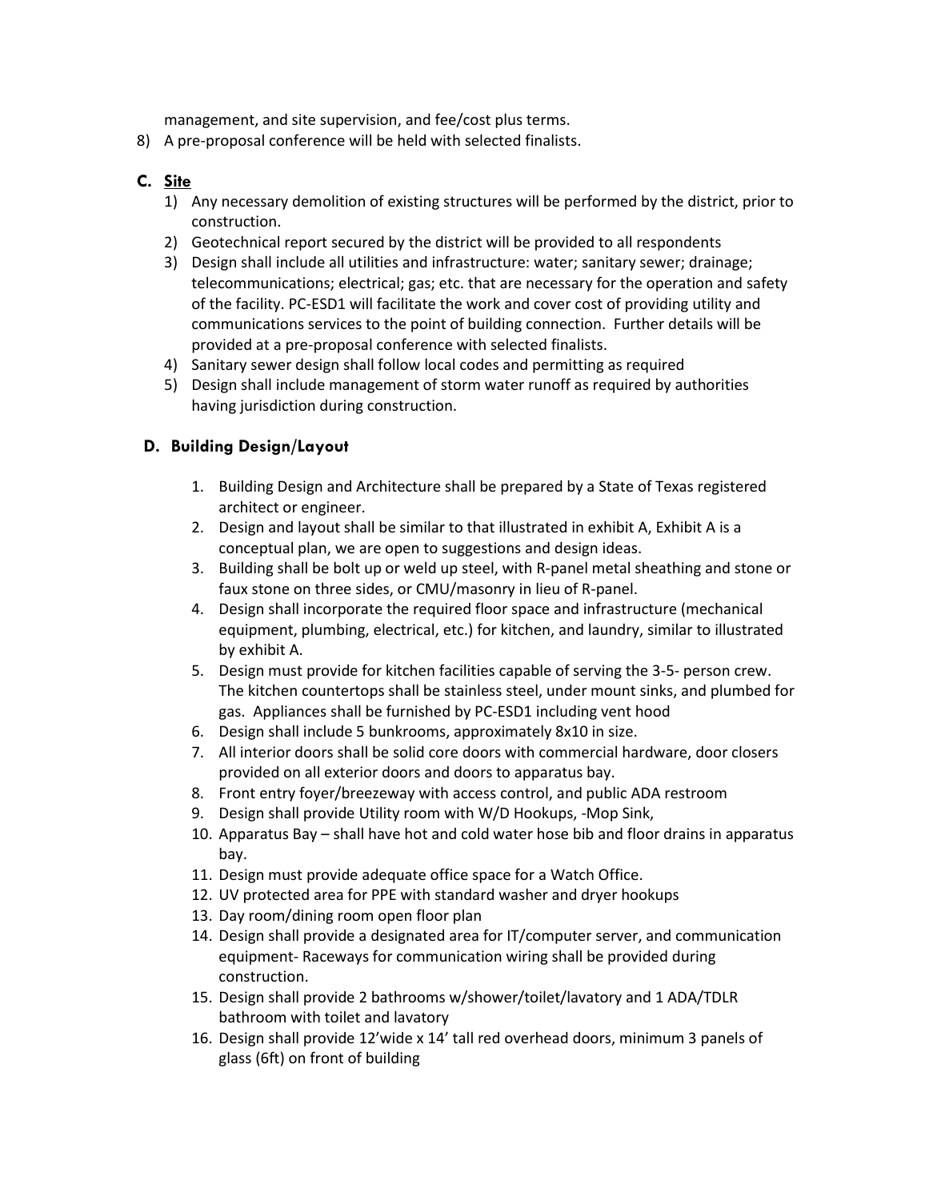management, and site supervision, and fee/cost plus terms.

8) A pre-proposal conference will be held with selected finalists.

### C. Site

1) Any necessary demolition of existing structures will be performed by the district, prior to construction.
2) Geotechnical report secured by the district will be provided to all respondents
3) Design shall include all utilities and infrastructure: water; sanitary sewer; drainage; telecommunications; electrical; gas; etc. that are necessary for the operation and safety of the facility. PC-ESD1 will facilitate the work and cover cost of providing utility and communications services to the point of building connection. Further details will be provided at a pre-proposal conference with selected finalists.
4) Sanitary sewer design shall follow local codes and permitting as required
5) Design shall include management of storm water runoff as required by authorities having jurisdiction during construction.

### D. Building Design/Layout

1. Building Design and Architecture shall be prepared by a State of Texas registered architect or engineer.
2. Design and layout shall be similar to that illustrated in exhibit A, Exhibit A is a conceptual plan, we are open to suggestions and design ideas.
3. Building shall be bolt up or weld up steel, with R-panel metal sheathing and stone or faux stone on three sides, or CMU/masonry in lieu of R-panel.
4. Design shall incorporate the required floor space and infrastructure (mechanical equipment, plumbing, electrical, etc.) for kitchen, and laundry, similar to illustrated by exhibit A.
5. Design must provide for kitchen facilities capable of serving the 3-5- person crew. The kitchen countertops shall be stainless steel, under mount sinks, and plumbed for gas. Appliances shall be furnished by PC-ESD1 including vent hood
6. Design shall include 5 bunkrooms, approximately 8x10 in size.
7. All interior doors shall be solid core doors with commercial hardware, door closers provided on all exterior doors and doors to apparatus bay.
8. Front entry foyer/breezeway with access control, and public ADA restroom
9. Design shall provide Utility room with W/D Hookups, -Mop Sink,
10. Apparatus Bay – shall have hot and cold water hose bib and floor drains in apparatus bay.
11. Design must provide adequate office space for a Watch Office.
12. UV protected area for PPE with standard washer and dryer hookups
13. Day room/dining room open floor plan
14. Design shall provide a designated area for IT/computer server, and communication equipment- Raceways for communication wiring shall be provided during construction.
15. Design shall provide 2 bathrooms w/shower/toilet/lavatory and 1 ADA/TDLR bathroom with toilet and lavatory
16. Design shall provide 12'wide x 14' tall red overhead doors, minimum 3 panels of glass (6ft) on front of building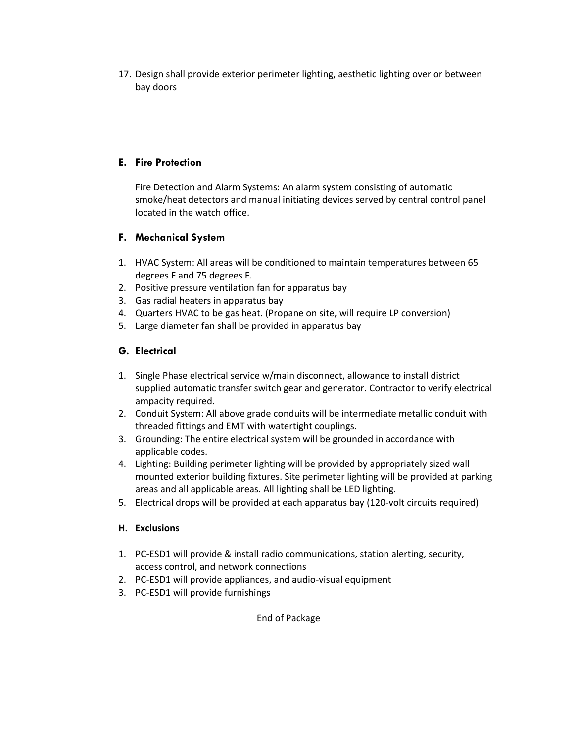17. Design shall provide exterior perimeter lighting, aesthetic lighting over or between bay doors

## E. Fire Protection

Fire Detection and Alarm Systems: An alarm system consisting of automatic smoke/heat detectors and manual initiating devices served by central control panel located in the watch office.

## F. Mechanical System

1. HVAC System: All areas will be conditioned to maintain temperatures between 65 degrees F and 75 degrees F.
2. Positive pressure ventilation fan for apparatus bay
3. Gas radial heaters in apparatus bay
4. Quarters HVAC to be gas heat. (Propane on site, will require LP conversion)
5. Large diameter fan shall be provided in apparatus bay

## G. Electrical

1. Single Phase electrical service w/main disconnect, allowance to install district supplied automatic transfer switch gear and generator. Contractor to verify electrical ampacity required.
2. Conduit System: All above grade conduits will be intermediate metallic conduit with threaded fittings and EMT with watertight couplings.
3. Grounding: The entire electrical system will be grounded in accordance with applicable codes.
4. Lighting: Building perimeter lighting will be provided by appropriately sized wall mounted exterior building fixtures. Site perimeter lighting will be provided at parking areas and all applicable areas. All lighting shall be LED lighting.
5. Electrical drops will be provided at each apparatus bay (120-volt circuits required)

## H. Exclusions

1. PC-ESD1 will provide & install radio communications, station alerting, security, access control, and network connections
2. PC-ESD1 will provide appliances, and audio-visual equipment
3. PC-ESD1 will provide furnishings

End of Package